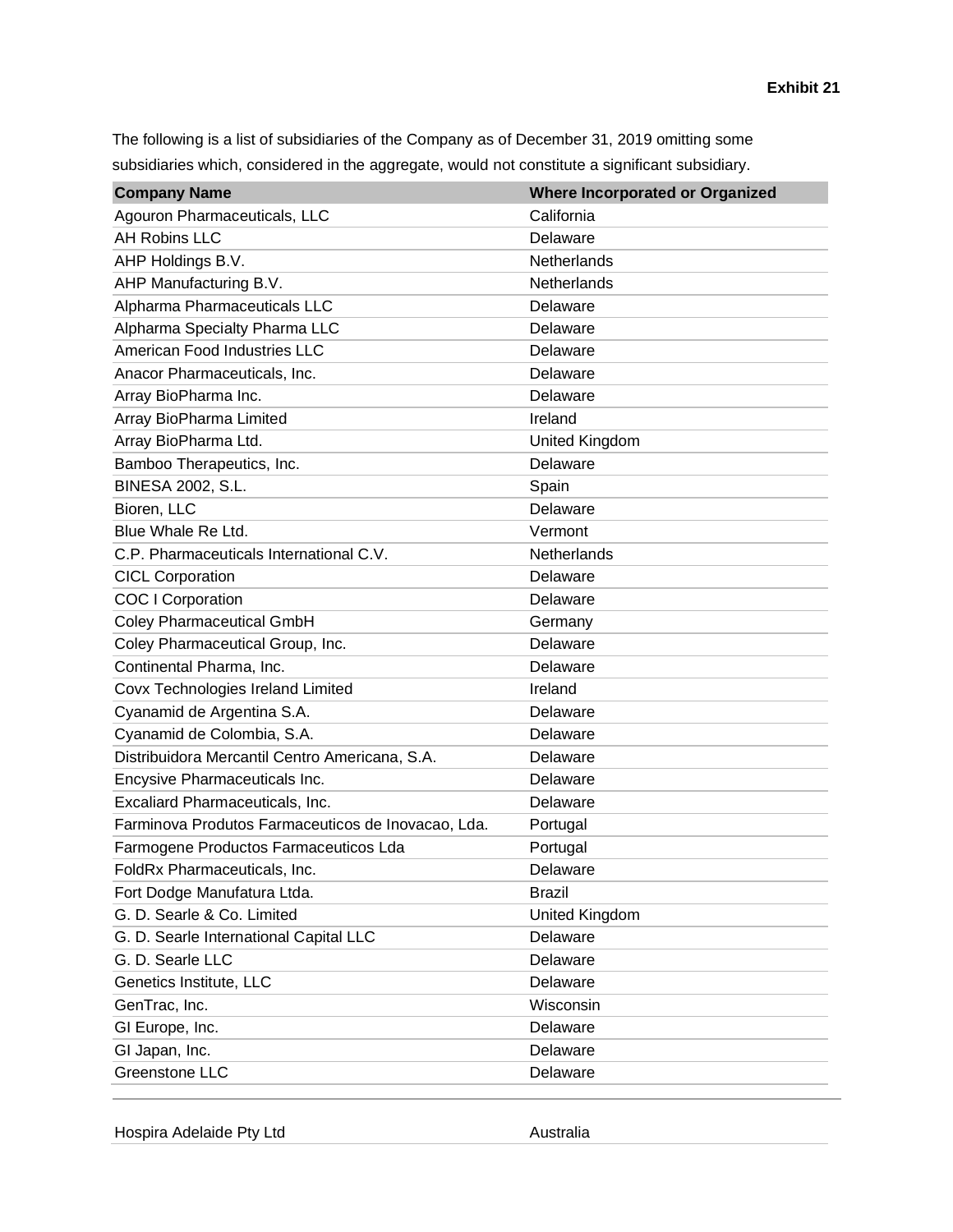**Exhibit 21**

The following is a list of subsidiaries of the Company as of December 31, 2019 omitting some subsidiaries which, considered in the aggregate, would not constitute a significant subsidiary.

| Company Name | Where Incorporated or Organized |
|---|---|
| Agouron Pharmaceuticals, LLC | California |
| AH Robins LLC | Delaware |
| AHP Holdings B.V. | Netherlands |
| AHP Manufacturing B.V. | Netherlands |
| Alpharma Pharmaceuticals LLC | Delaware |
| Alpharma Specialty Pharma LLC | Delaware |
| American Food Industries LLC | Delaware |
| Anacor Pharmaceuticals, Inc. | Delaware |
| Array BioPharma Inc. | Delaware |
| Array BioPharma Limited | Ireland |
| Array BioPharma Ltd. | United Kingdom |
| Bamboo Therapeutics, Inc. | Delaware |
| BINESA 2002, S.L. | Spain |
| Bioren, LLC | Delaware |
| Blue Whale Re Ltd. | Vermont |
| C.P. Pharmaceuticals International C.V. | Netherlands |
| CICL Corporation | Delaware |
| COC I Corporation | Delaware |
| Coley Pharmaceutical GmbH | Germany |
| Coley Pharmaceutical Group, Inc. | Delaware |
| Continental Pharma, Inc. | Delaware |
| Covx Technologies Ireland Limited | Ireland |
| Cyanamid de Argentina S.A. | Delaware |
| Cyanamid de Colombia, S.A. | Delaware |
| Distribuidora Mercantil Centro Americana, S.A. | Delaware |
| Encysive Pharmaceuticals Inc. | Delaware |
| Excaliard Pharmaceuticals, Inc. | Delaware |
| Farminova Produtos Farmaceuticos de Inovacao, Lda. | Portugal |
| Farmogene Productos Farmaceuticos Lda | Portugal |
| FoldRx Pharmaceuticals, Inc. | Delaware |
| Fort Dodge Manufatura Ltda. | Brazil |
| G. D. Searle & Co. Limited | United Kingdom |
| G. D. Searle International Capital LLC | Delaware |
| G. D. Searle LLC | Delaware |
| Genetics Institute, LLC | Delaware |
| GenTrac, Inc. | Wisconsin |
| GI Europe, Inc. | Delaware |
| GI Japan, Inc. | Delaware |
| Greenstone LLC | Delaware |
| Hospira Adelaide Pty Ltd | Australia |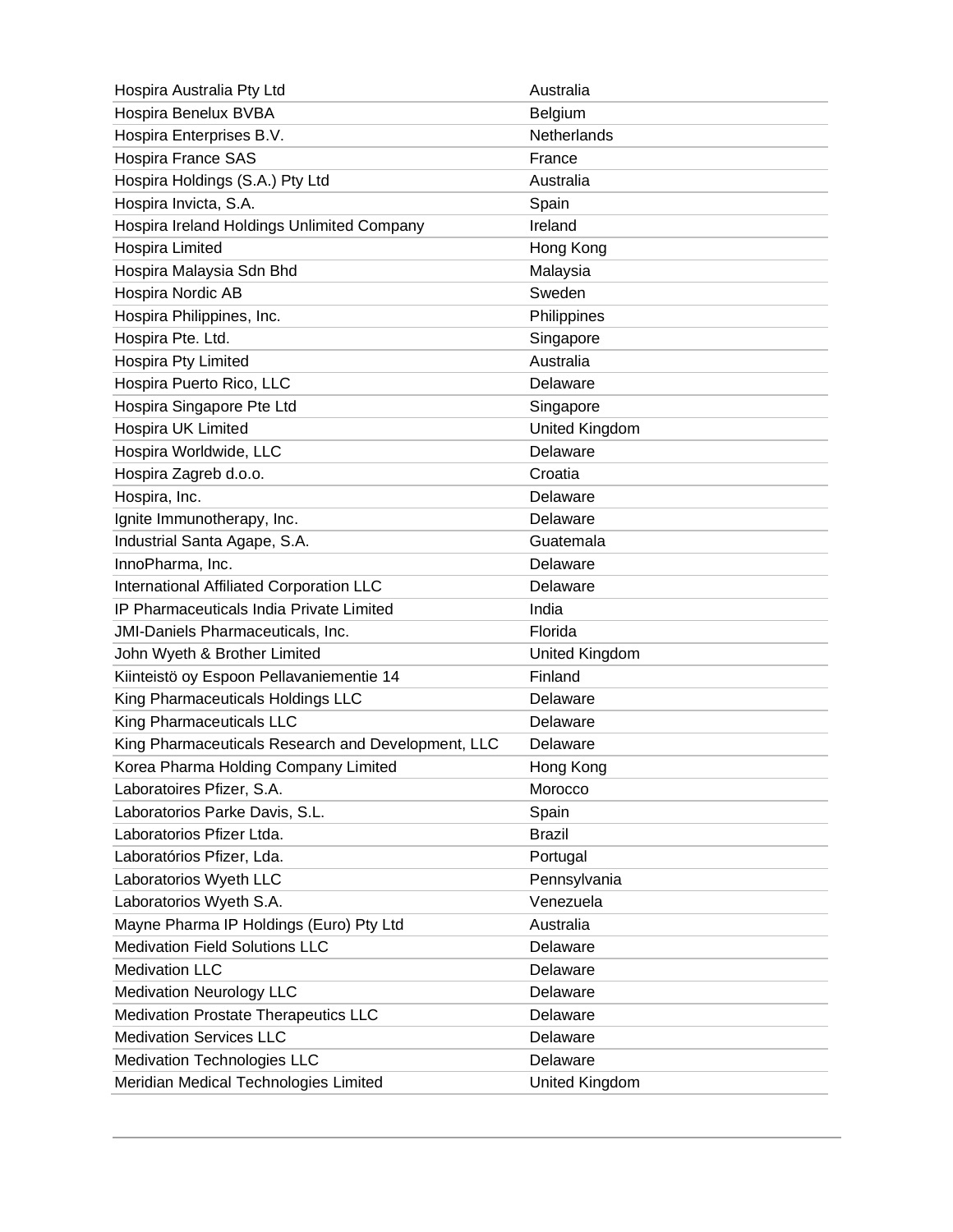| | |
|---|---|
| Hospira Australia Pty Ltd | Australia |
| Hospira Benelux BVBA | Belgium |
| Hospira Enterprises B.V. | Netherlands |
| Hospira France SAS | France |
| Hospira Holdings (S.A.) Pty Ltd | Australia |
| Hospira Invicta, S.A. | Spain |
| Hospira Ireland Holdings Unlimited Company | Ireland |
| Hospira Limited | Hong Kong |
| Hospira Malaysia Sdn Bhd | Malaysia |
| Hospira Nordic AB | Sweden |
| Hospira Philippines, Inc. | Philippines |
| Hospira Pte. Ltd. | Singapore |
| Hospira Pty Limited | Australia |
| Hospira Puerto Rico, LLC | Delaware |
| Hospira Singapore Pte Ltd | Singapore |
| Hospira UK Limited | United Kingdom |
| Hospira Worldwide, LLC | Delaware |
| Hospira Zagreb d.o.o. | Croatia |
| Hospira, Inc. | Delaware |
| Ignite Immunotherapy, Inc. | Delaware |
| Industrial Santa Agape, S.A. | Guatemala |
| InnoPharma, Inc. | Delaware |
| International Affiliated Corporation LLC | Delaware |
| IP Pharmaceuticals India Private Limited | India |
| JMI-Daniels Pharmaceuticals, Inc. | Florida |
| John Wyeth & Brother Limited | United Kingdom |
| Kiinteistö oy Espoon Pellavaniementie 14 | Finland |
| King Pharmaceuticals Holdings LLC | Delaware |
| King Pharmaceuticals LLC | Delaware |
| King Pharmaceuticals Research and Development, LLC | Delaware |
| Korea Pharma Holding Company Limited | Hong Kong |
| Laboratoires Pfizer, S.A. | Morocco |
| Laboratorios Parke Davis, S.L. | Spain |
| Laboratorios Pfizer Ltda. | Brazil |
| Laboratórios Pfizer, Lda. | Portugal |
| Laboratorios Wyeth LLC | Pennsylvania |
| Laboratorios Wyeth S.A. | Venezuela |
| Mayne Pharma IP Holdings (Euro) Pty Ltd | Australia |
| Medivation Field Solutions LLC | Delaware |
| Medivation LLC | Delaware |
| Medivation Neurology LLC | Delaware |
| Medivation Prostate Therapeutics LLC | Delaware |
| Medivation Services LLC | Delaware |
| Medivation Technologies LLC | Delaware |
| Meridian Medical Technologies Limited | United Kingdom |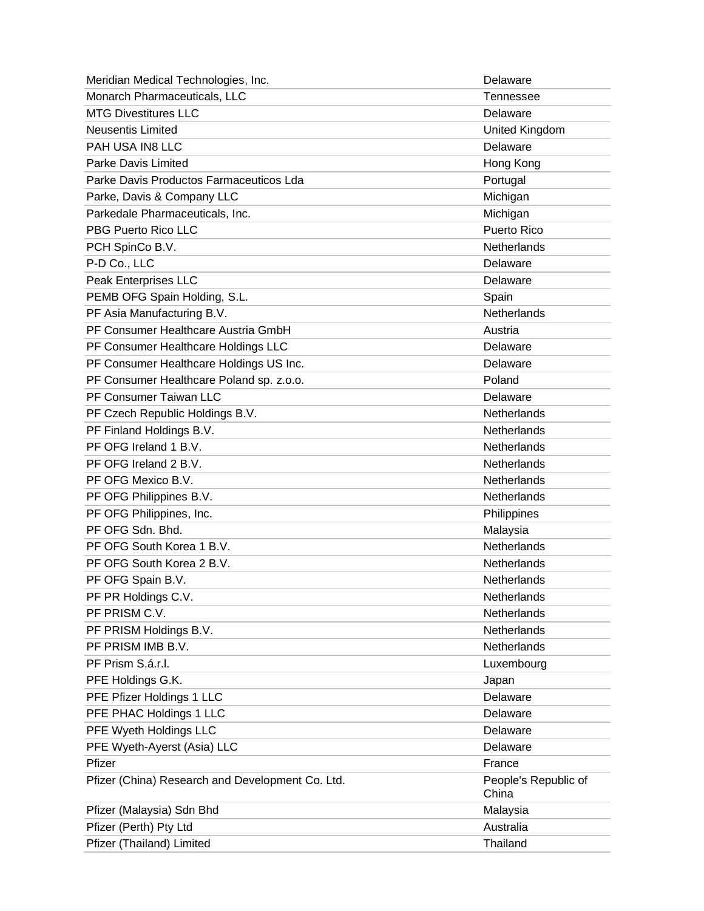| | |
|---|---|
| Meridian Medical Technologies, Inc. | Delaware |
| Monarch Pharmaceuticals, LLC | Tennessee |
| MTG Divestitures LLC | Delaware |
| Neusentis Limited | United Kingdom |
| PAH USA IN8 LLC | Delaware |
| Parke Davis Limited | Hong Kong |
| Parke Davis Productos Farmaceuticos Lda | Portugal |
| Parke, Davis & Company LLC | Michigan |
| Parkedale Pharmaceuticals, Inc. | Michigan |
| PBG Puerto Rico LLC | Puerto Rico |
| PCH SpinCo B.V. | Netherlands |
| P-D Co., LLC | Delaware |
| Peak Enterprises LLC | Delaware |
| PEMB OFG Spain Holding, S.L. | Spain |
| PF Asia Manufacturing B.V. | Netherlands |
| PF Consumer Healthcare Austria GmbH | Austria |
| PF Consumer Healthcare Holdings LLC | Delaware |
| PF Consumer Healthcare Holdings US Inc. | Delaware |
| PF Consumer Healthcare Poland sp. z.o.o. | Poland |
| PF Consumer Taiwan LLC | Delaware |
| PF Czech Republic Holdings B.V. | Netherlands |
| PF Finland Holdings B.V. | Netherlands |
| PF OFG Ireland 1 B.V. | Netherlands |
| PF OFG Ireland 2 B.V. | Netherlands |
| PF OFG Mexico B.V. | Netherlands |
| PF OFG Philippines B.V. | Netherlands |
| PF OFG Philippines, Inc. | Philippines |
| PF OFG Sdn. Bhd. | Malaysia |
| PF OFG South Korea 1 B.V. | Netherlands |
| PF OFG South Korea 2 B.V. | Netherlands |
| PF OFG Spain B.V. | Netherlands |
| PF PR Holdings C.V. | Netherlands |
| PF PRISM C.V. | Netherlands |
| PF PRISM Holdings B.V. | Netherlands |
| PF PRISM IMB B.V. | Netherlands |
| PF Prism S.á.r.l. | Luxembourg |
| PFE Holdings G.K. | Japan |
| PFE Pfizer Holdings 1 LLC | Delaware |
| PFE PHAC Holdings 1 LLC | Delaware |
| PFE Wyeth Holdings LLC | Delaware |
| PFE Wyeth-Ayerst (Asia) LLC | Delaware |
| Pfizer | France |
| Pfizer (China) Research and Development Co. Ltd. | People's Republic of China |
| Pfizer (Malaysia) Sdn Bhd | Malaysia |
| Pfizer (Perth) Pty Ltd | Australia |
| Pfizer (Thailand) Limited | Thailand |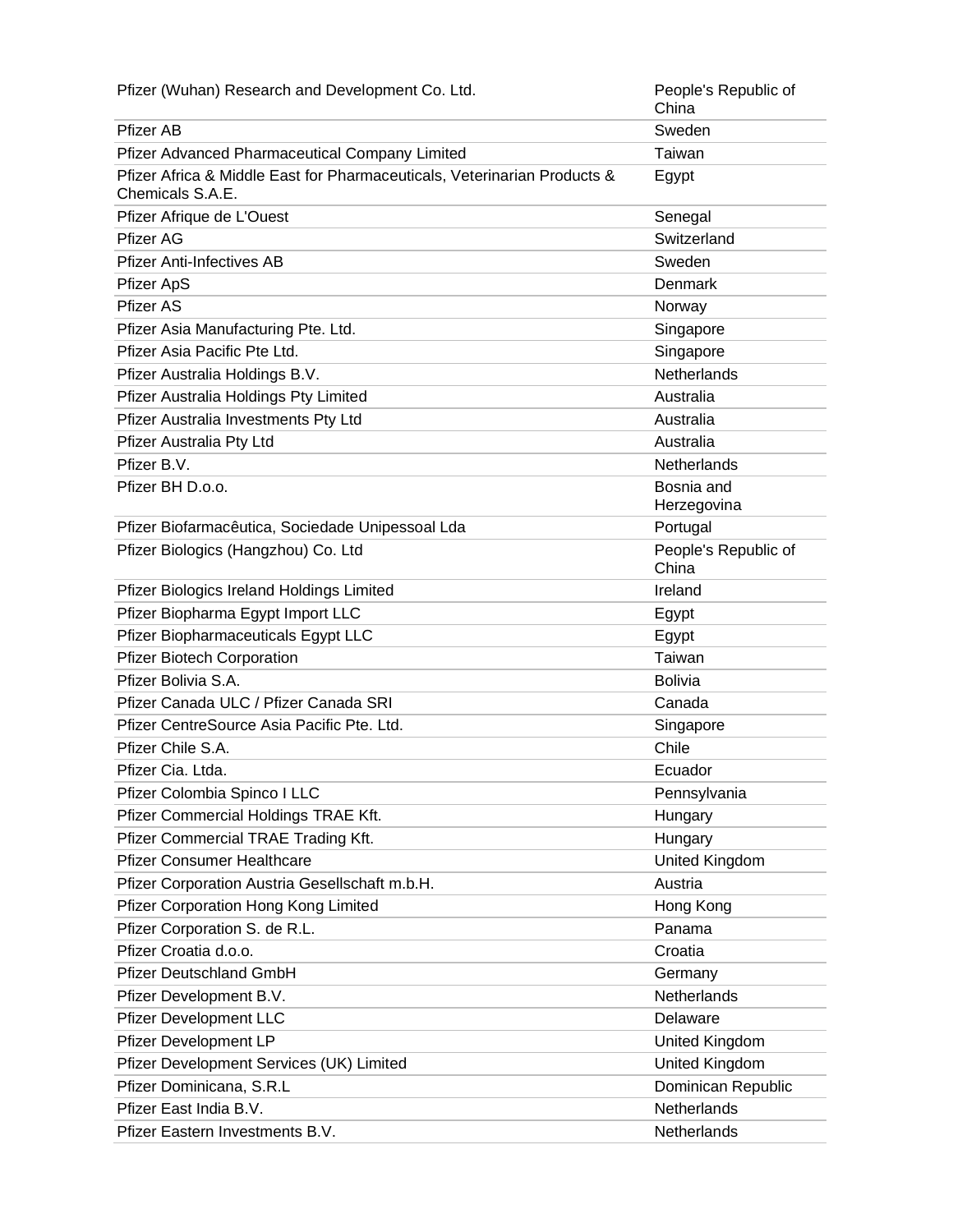| | |
|---|---|
| Pfizer (Wuhan) Research and Development Co. Ltd. | People's Republic of China |
| Pfizer AB | Sweden |
| Pfizer Advanced Pharmaceutical Company Limited | Taiwan |
| Pfizer Africa & Middle East for Pharmaceuticals, Veterinarian Products & Chemicals S.A.E. | Egypt |
| Pfizer Afrique de L'Ouest | Senegal |
| Pfizer AG | Switzerland |
| Pfizer Anti-Infectives AB | Sweden |
| Pfizer ApS | Denmark |
| Pfizer AS | Norway |
| Pfizer Asia Manufacturing Pte. Ltd. | Singapore |
| Pfizer Asia Pacific Pte Ltd. | Singapore |
| Pfizer Australia Holdings B.V. | Netherlands |
| Pfizer Australia Holdings Pty Limited | Australia |
| Pfizer Australia Investments Pty Ltd | Australia |
| Pfizer Australia Pty Ltd | Australia |
| Pfizer B.V. | Netherlands |
| Pfizer BH D.o.o. | Bosnia and Herzegovina |
| Pfizer Biofarmacêutica, Sociedade Unipessoal Lda | Portugal |
| Pfizer Biologics (Hangzhou) Co. Ltd | People's Republic of China |
| Pfizer Biologics Ireland Holdings Limited | Ireland |
| Pfizer Biopharma Egypt Import LLC | Egypt |
| Pfizer Biopharmaceuticals Egypt LLC | Egypt |
| Pfizer Biotech Corporation | Taiwan |
| Pfizer Bolivia S.A. | Bolivia |
| Pfizer Canada ULC / Pfizer Canada SRI | Canada |
| Pfizer CentreSource Asia Pacific Pte. Ltd. | Singapore |
| Pfizer Chile S.A. | Chile |
| Pfizer Cia. Ltda. | Ecuador |
| Pfizer Colombia Spinco I LLC | Pennsylvania |
| Pfizer Commercial Holdings TRAE Kft. | Hungary |
| Pfizer Commercial TRAE Trading Kft. | Hungary |
| Pfizer Consumer Healthcare | United Kingdom |
| Pfizer Corporation Austria Gesellschaft m.b.H. | Austria |
| Pfizer Corporation Hong Kong Limited | Hong Kong |
| Pfizer Corporation S. de R.L. | Panama |
| Pfizer Croatia d.o.o. | Croatia |
| Pfizer Deutschland GmbH | Germany |
| Pfizer Development B.V. | Netherlands |
| Pfizer Development LLC | Delaware |
| Pfizer Development LP | United Kingdom |
| Pfizer Development Services (UK) Limited | United Kingdom |
| Pfizer Dominicana, S.R.L | Dominican Republic |
| Pfizer East India B.V. | Netherlands |
| Pfizer Eastern Investments B.V. | Netherlands |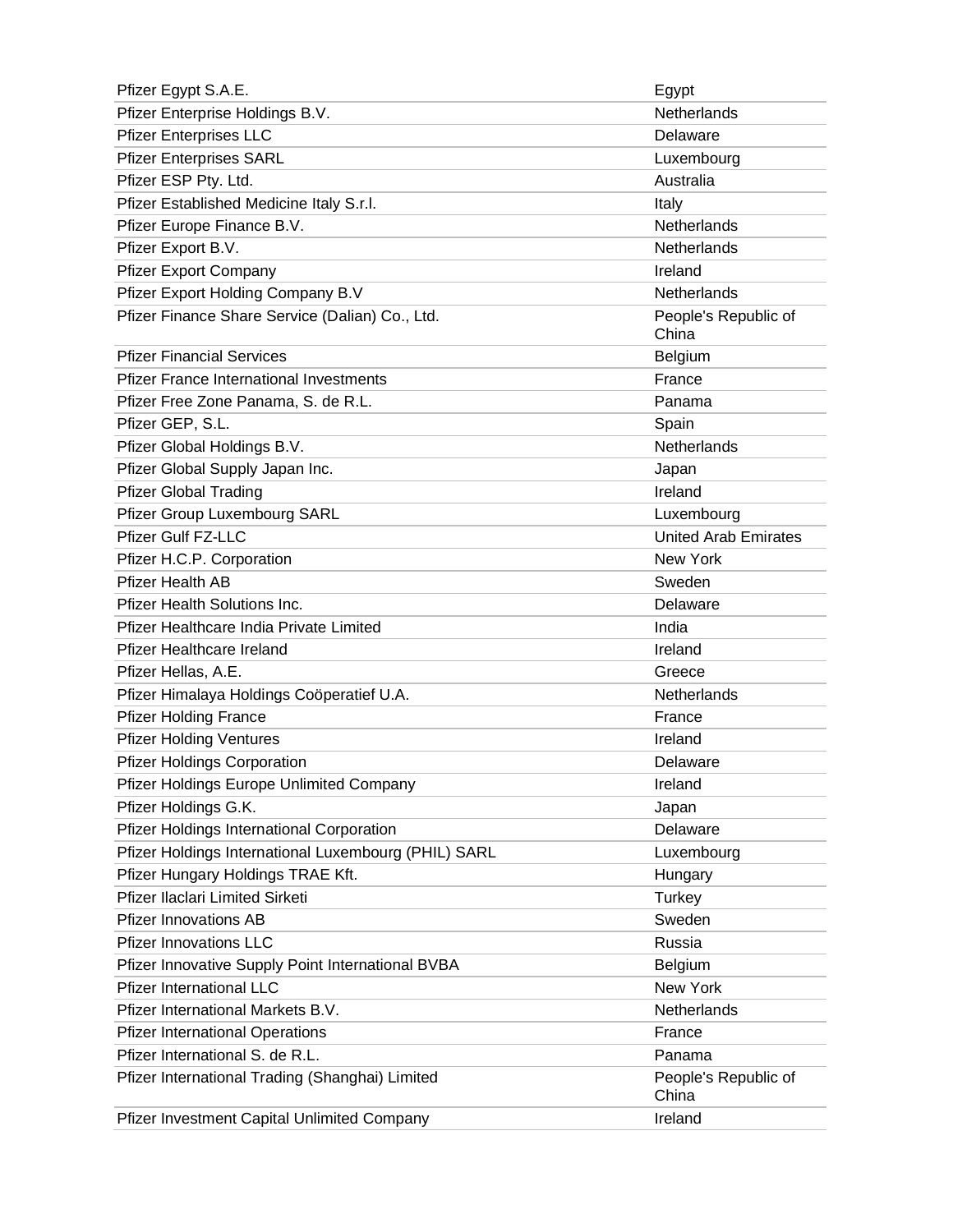| | |
|---|---|
| Pfizer Egypt S.A.E. | Egypt |
| Pfizer Enterprise Holdings B.V. | Netherlands |
| Pfizer Enterprises LLC | Delaware |
| Pfizer Enterprises SARL | Luxembourg |
| Pfizer ESP Pty. Ltd. | Australia |
| Pfizer Established Medicine Italy S.r.l. | Italy |
| Pfizer Europe Finance B.V. | Netherlands |
| Pfizer Export B.V. | Netherlands |
| Pfizer Export Company | Ireland |
| Pfizer Export Holding Company B.V | Netherlands |
| Pfizer Finance Share Service (Dalian) Co., Ltd. | People's Republic of China |
| Pfizer Financial Services | Belgium |
| Pfizer France International Investments | France |
| Pfizer Free Zone Panama, S. de R.L. | Panama |
| Pfizer GEP, S.L. | Spain |
| Pfizer Global Holdings B.V. | Netherlands |
| Pfizer Global Supply Japan Inc. | Japan |
| Pfizer Global Trading | Ireland |
| Pfizer Group Luxembourg SARL | Luxembourg |
| Pfizer Gulf FZ-LLC | United Arab Emirates |
| Pfizer H.C.P. Corporation | New York |
| Pfizer Health AB | Sweden |
| Pfizer Health Solutions Inc. | Delaware |
| Pfizer Healthcare India Private Limited | India |
| Pfizer Healthcare Ireland | Ireland |
| Pfizer Hellas, A.E. | Greece |
| Pfizer Himalaya Holdings Coöperatief U.A. | Netherlands |
| Pfizer Holding France | France |
| Pfizer Holding Ventures | Ireland |
| Pfizer Holdings Corporation | Delaware |
| Pfizer Holdings Europe Unlimited Company | Ireland |
| Pfizer Holdings G.K. | Japan |
| Pfizer Holdings International Corporation | Delaware |
| Pfizer Holdings International Luxembourg (PHIL) SARL | Luxembourg |
| Pfizer Hungary Holdings TRAE Kft. | Hungary |
| Pfizer Ilaclari Limited Sirketi | Turkey |
| Pfizer Innovations AB | Sweden |
| Pfizer Innovations LLC | Russia |
| Pfizer Innovative Supply Point International BVBA | Belgium |
| Pfizer International LLC | New York |
| Pfizer International Markets B.V. | Netherlands |
| Pfizer International Operations | France |
| Pfizer International S. de R.L. | Panama |
| Pfizer International Trading (Shanghai) Limited | People's Republic of China |
| Pfizer Investment Capital Unlimited Company | Ireland |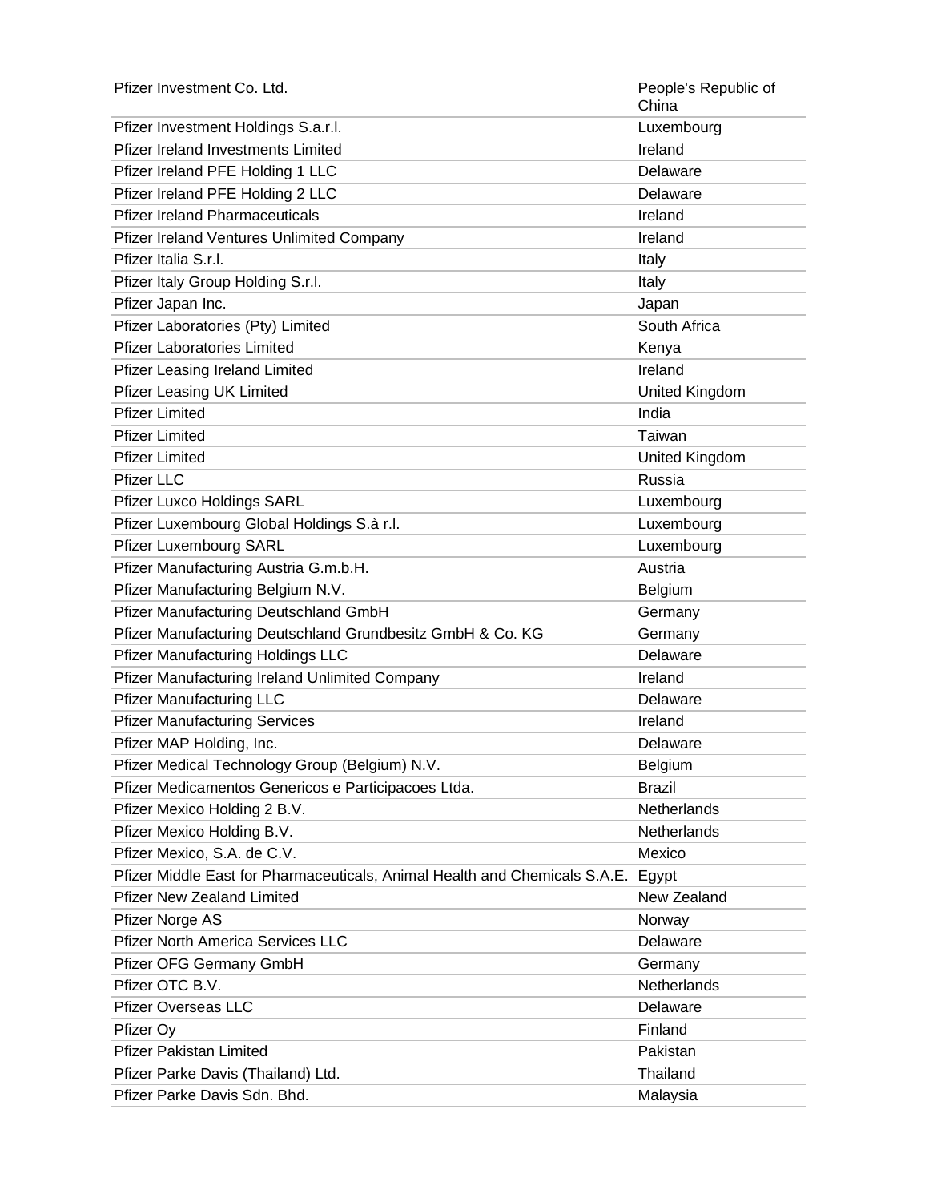| | |
|---|---|
| Pfizer Investment Co. Ltd. | People's Republic of China |
| Pfizer Investment Holdings S.a.r.l. | Luxembourg |
| Pfizer Ireland Investments Limited | Ireland |
| Pfizer Ireland PFE Holding 1 LLC | Delaware |
| Pfizer Ireland PFE Holding 2 LLC | Delaware |
| Pfizer Ireland Pharmaceuticals | Ireland |
| Pfizer Ireland Ventures Unlimited Company | Ireland |
| Pfizer Italia S.r.l. | Italy |
| Pfizer Italy Group Holding S.r.l. | Italy |
| Pfizer Japan Inc. | Japan |
| Pfizer Laboratories (Pty) Limited | South Africa |
| Pfizer Laboratories Limited | Kenya |
| Pfizer Leasing Ireland Limited | Ireland |
| Pfizer Leasing UK Limited | United Kingdom |
| Pfizer Limited | India |
| Pfizer Limited | Taiwan |
| Pfizer Limited | United Kingdom |
| Pfizer LLC | Russia |
| Pfizer Luxco Holdings SARL | Luxembourg |
| Pfizer Luxembourg Global Holdings S.à r.l. | Luxembourg |
| Pfizer Luxembourg SARL | Luxembourg |
| Pfizer Manufacturing Austria G.m.b.H. | Austria |
| Pfizer Manufacturing Belgium N.V. | Belgium |
| Pfizer Manufacturing Deutschland GmbH | Germany |
| Pfizer Manufacturing Deutschland Grundbesitz GmbH & Co. KG | Germany |
| Pfizer Manufacturing Holdings LLC | Delaware |
| Pfizer Manufacturing Ireland Unlimited Company | Ireland |
| Pfizer Manufacturing LLC | Delaware |
| Pfizer Manufacturing Services | Ireland |
| Pfizer MAP Holding, Inc. | Delaware |
| Pfizer Medical Technology Group (Belgium) N.V. | Belgium |
| Pfizer Medicamentos Genericos e Participacoes Ltda. | Brazil |
| Pfizer Mexico Holding 2 B.V. | Netherlands |
| Pfizer Mexico Holding B.V. | Netherlands |
| Pfizer Mexico, S.A. de C.V. | Mexico |
| Pfizer Middle East for Pharmaceuticals, Animal Health and Chemicals S.A.E. | Egypt |
| Pfizer New Zealand Limited | New Zealand |
| Pfizer Norge AS | Norway |
| Pfizer North America Services LLC | Delaware |
| Pfizer OFG Germany GmbH | Germany |
| Pfizer OTC B.V. | Netherlands |
| Pfizer Overseas LLC | Delaware |
| Pfizer Oy | Finland |
| Pfizer Pakistan Limited | Pakistan |
| Pfizer Parke Davis (Thailand) Ltd. | Thailand |
| Pfizer Parke Davis Sdn. Bhd. | Malaysia |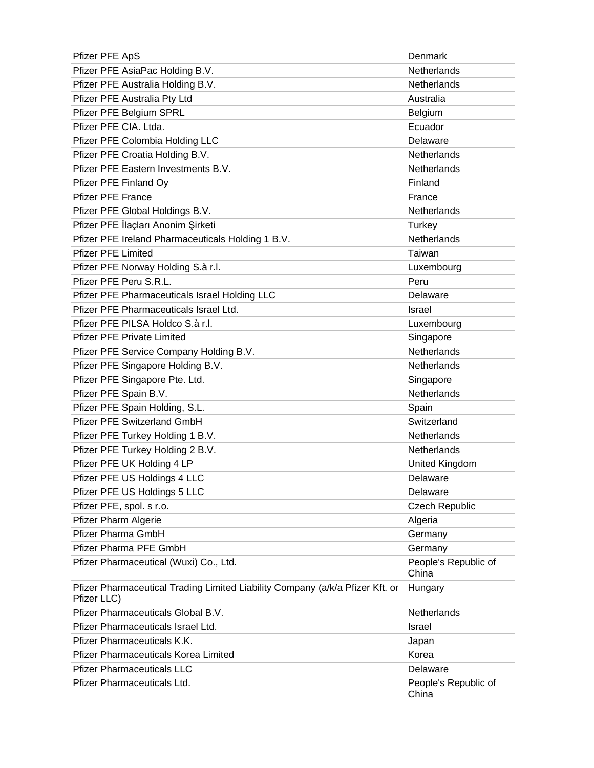| | |
|---|---|
| Pfizer PFE ApS | Denmark |
| Pfizer PFE AsiaPac Holding B.V. | Netherlands |
| Pfizer PFE Australia Holding B.V. | Netherlands |
| Pfizer PFE Australia Pty Ltd | Australia |
| Pfizer PFE Belgium SPRL | Belgium |
| Pfizer PFE CIA. Ltda. | Ecuador |
| Pfizer PFE Colombia Holding LLC | Delaware |
| Pfizer PFE Croatia Holding B.V. | Netherlands |
| Pfizer PFE Eastern Investments B.V. | Netherlands |
| Pfizer PFE Finland Oy | Finland |
| Pfizer PFE France | France |
| Pfizer PFE Global Holdings B.V. | Netherlands |
| Pfizer PFE İlaçları Anonim Şirketi | Turkey |
| Pfizer PFE Ireland Pharmaceuticals Holding 1 B.V. | Netherlands |
| Pfizer PFE Limited | Taiwan |
| Pfizer PFE Norway Holding S.à r.l. | Luxembourg |
| Pfizer PFE Peru S.R.L. | Peru |
| Pfizer PFE Pharmaceuticals Israel Holding LLC | Delaware |
| Pfizer PFE Pharmaceuticals Israel Ltd. | Israel |
| Pfizer PFE PILSA Holdco S.à r.l. | Luxembourg |
| Pfizer PFE Private Limited | Singapore |
| Pfizer PFE Service Company Holding B.V. | Netherlands |
| Pfizer PFE Singapore Holding B.V. | Netherlands |
| Pfizer PFE Singapore Pte. Ltd. | Singapore |
| Pfizer PFE Spain B.V. | Netherlands |
| Pfizer PFE Spain Holding, S.L. | Spain |
| Pfizer PFE Switzerland GmbH | Switzerland |
| Pfizer PFE Turkey Holding 1 B.V. | Netherlands |
| Pfizer PFE Turkey Holding 2 B.V. | Netherlands |
| Pfizer PFE UK Holding 4 LP | United Kingdom |
| Pfizer PFE US Holdings 4 LLC | Delaware |
| Pfizer PFE US Holdings 5 LLC | Delaware |
| Pfizer PFE, spol. s r.o. | Czech Republic |
| Pfizer Pharm Algerie | Algeria |
| Pfizer Pharma GmbH | Germany |
| Pfizer Pharma PFE GmbH | Germany |
| Pfizer Pharmaceutical (Wuxi) Co., Ltd. | People's Republic of China |
| Pfizer Pharmaceutical Trading Limited Liability Company (a/k/a Pfizer Kft. or Pfizer LLC) | Hungary |
| Pfizer Pharmaceuticals Global B.V. | Netherlands |
| Pfizer Pharmaceuticals Israel Ltd. | Israel |
| Pfizer Pharmaceuticals K.K. | Japan |
| Pfizer Pharmaceuticals Korea Limited | Korea |
| Pfizer Pharmaceuticals LLC | Delaware |
| Pfizer Pharmaceuticals Ltd. | People's Republic of China |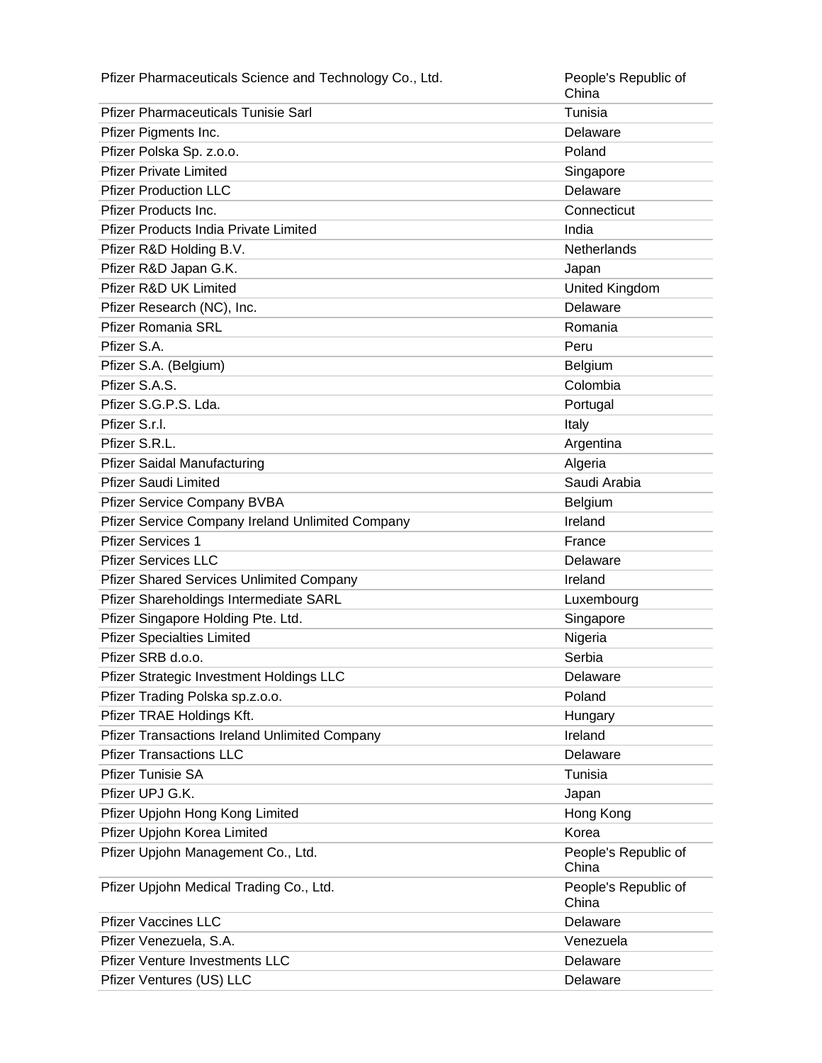| | |
|---|---|
| Pfizer Pharmaceuticals Science and Technology Co., Ltd. | People's Republic of China |
| Pfizer Pharmaceuticals Tunisie Sarl | Tunisia |
| Pfizer Pigments Inc. | Delaware |
| Pfizer Polska Sp. z.o.o. | Poland |
| Pfizer Private Limited | Singapore |
| Pfizer Production LLC | Delaware |
| Pfizer Products Inc. | Connecticut |
| Pfizer Products India Private Limited | India |
| Pfizer R&D Holding B.V. | Netherlands |
| Pfizer R&D Japan G.K. | Japan |
| Pfizer R&D UK Limited | United Kingdom |
| Pfizer Research (NC), Inc. | Delaware |
| Pfizer Romania SRL | Romania |
| Pfizer S.A. | Peru |
| Pfizer S.A. (Belgium) | Belgium |
| Pfizer S.A.S. | Colombia |
| Pfizer S.G.P.S. Lda. | Portugal |
| Pfizer S.r.l. | Italy |
| Pfizer S.R.L. | Argentina |
| Pfizer Saidal Manufacturing | Algeria |
| Pfizer Saudi Limited | Saudi Arabia |
| Pfizer Service Company BVBA | Belgium |
| Pfizer Service Company Ireland Unlimited Company | Ireland |
| Pfizer Services 1 | France |
| Pfizer Services LLC | Delaware |
| Pfizer Shared Services Unlimited Company | Ireland |
| Pfizer Shareholdings Intermediate SARL | Luxembourg |
| Pfizer Singapore Holding Pte. Ltd. | Singapore |
| Pfizer Specialties Limited | Nigeria |
| Pfizer SRB d.o.o. | Serbia |
| Pfizer Strategic Investment Holdings LLC | Delaware |
| Pfizer Trading Polska sp.z.o.o. | Poland |
| Pfizer TRAE Holdings Kft. | Hungary |
| Pfizer Transactions Ireland Unlimited Company | Ireland |
| Pfizer Transactions LLC | Delaware |
| Pfizer Tunisie SA | Tunisia |
| Pfizer UPJ G.K. | Japan |
| Pfizer Upjohn Hong Kong Limited | Hong Kong |
| Pfizer Upjohn Korea Limited | Korea |
| Pfizer Upjohn Management Co., Ltd. | People's Republic of China |
| Pfizer Upjohn Medical Trading Co., Ltd. | People's Republic of China |
| Pfizer Vaccines LLC | Delaware |
| Pfizer Venezuela, S.A. | Venezuela |
| Pfizer Venture Investments LLC | Delaware |
| Pfizer Ventures (US) LLC | Delaware |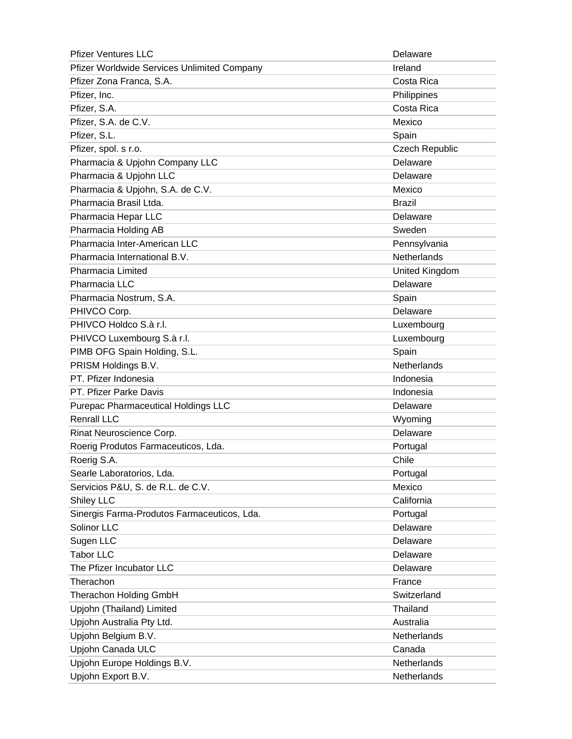| | |
|---|---|
| Pfizer Ventures LLC | Delaware |
| Pfizer Worldwide Services Unlimited Company | Ireland |
| Pfizer Zona Franca, S.A. | Costa Rica |
| Pfizer, Inc. | Philippines |
| Pfizer, S.A. | Costa Rica |
| Pfizer, S.A. de C.V. | Mexico |
| Pfizer, S.L. | Spain |
| Pfizer, spol. s r.o. | Czech Republic |
| Pharmacia & Upjohn Company LLC | Delaware |
| Pharmacia & Upjohn LLC | Delaware |
| Pharmacia & Upjohn, S.A. de C.V. | Mexico |
| Pharmacia Brasil Ltda. | Brazil |
| Pharmacia Hepar LLC | Delaware |
| Pharmacia Holding AB | Sweden |
| Pharmacia Inter-American LLC | Pennsylvania |
| Pharmacia International B.V. | Netherlands |
| Pharmacia Limited | United Kingdom |
| Pharmacia LLC | Delaware |
| Pharmacia Nostrum, S.A. | Spain |
| PHIVCO Corp. | Delaware |
| PHIVCO Holdco S.à r.l. | Luxembourg |
| PHIVCO Luxembourg S.à r.l. | Luxembourg |
| PIMB OFG Spain Holding, S.L. | Spain |
| PRISM Holdings B.V. | Netherlands |
| PT. Pfizer Indonesia | Indonesia |
| PT. Pfizer Parke Davis | Indonesia |
| Purepac Pharmaceutical Holdings LLC | Delaware |
| Renrall LLC | Wyoming |
| Rinat Neuroscience Corp. | Delaware |
| Roerig Produtos Farmaceuticos, Lda. | Portugal |
| Roerig S.A. | Chile |
| Searle Laboratorios, Lda. | Portugal |
| Servicios P&U, S. de R.L. de C.V. | Mexico |
| Shiley LLC | California |
| Sinergis Farma-Produtos Farmaceuticos, Lda. | Portugal |
| Solinor LLC | Delaware |
| Sugen LLC | Delaware |
| Tabor LLC | Delaware |
| The Pfizer Incubator LLC | Delaware |
| Therachon | France |
| Therachon Holding GmbH | Switzerland |
| Upjohn (Thailand) Limited | Thailand |
| Upjohn Australia Pty Ltd. | Australia |
| Upjohn Belgium B.V. | Netherlands |
| Upjohn Canada ULC | Canada |
| Upjohn Europe Holdings B.V. | Netherlands |
| Upjohn Export B.V. | Netherlands |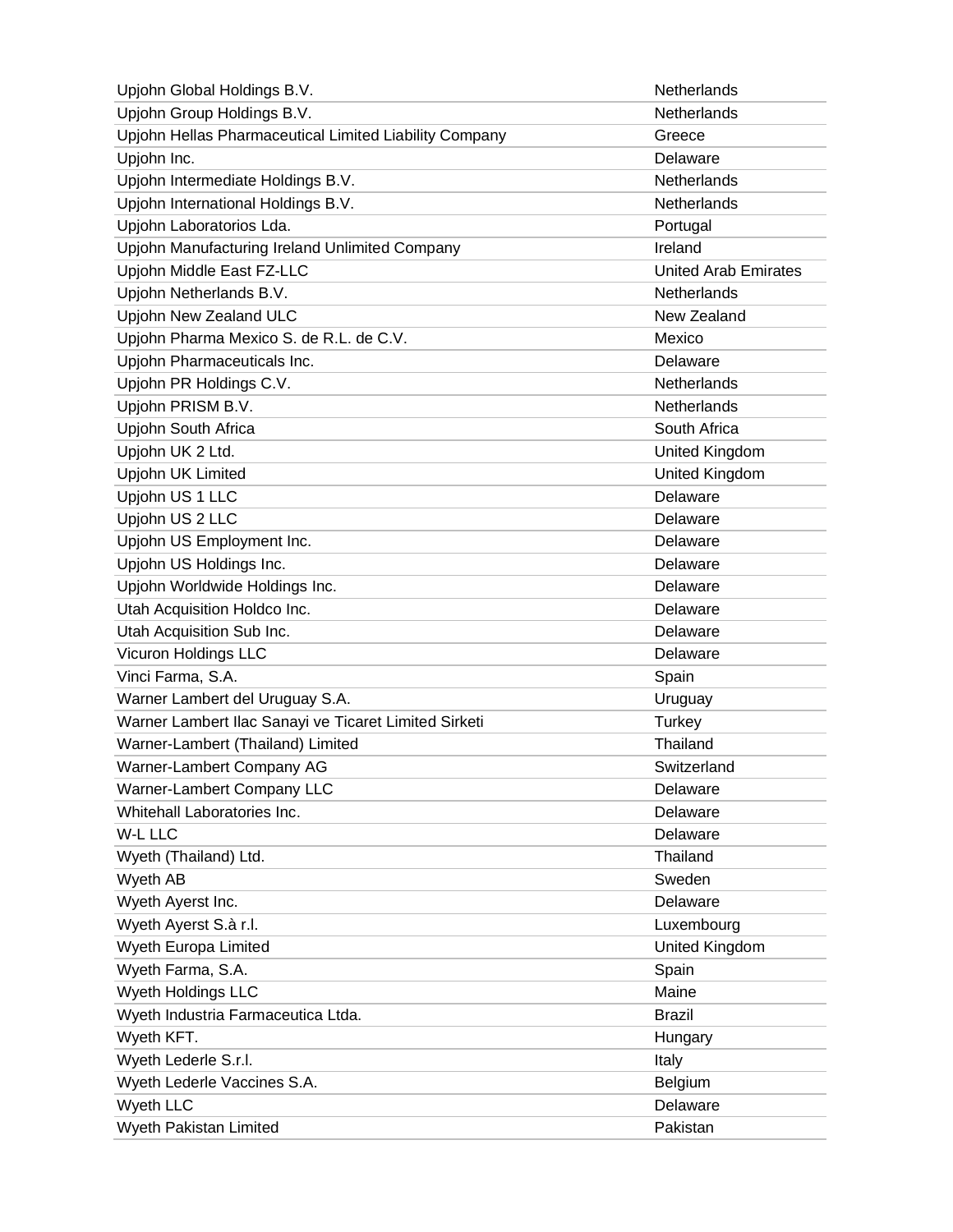| | |
|---|---|
| Upjohn Global Holdings B.V. | Netherlands |
| Upjohn Group Holdings B.V. | Netherlands |
| Upjohn Hellas Pharmaceutical Limited Liability Company | Greece |
| Upjohn Inc. | Delaware |
| Upjohn Intermediate Holdings B.V. | Netherlands |
| Upjohn International Holdings B.V. | Netherlands |
| Upjohn Laboratorios Lda. | Portugal |
| Upjohn Manufacturing Ireland Unlimited Company | Ireland |
| Upjohn Middle East FZ-LLC | United Arab Emirates |
| Upjohn Netherlands B.V. | Netherlands |
| Upjohn New Zealand ULC | New Zealand |
| Upjohn Pharma Mexico S. de R.L. de C.V. | Mexico |
| Upjohn Pharmaceuticals Inc. | Delaware |
| Upjohn PR Holdings C.V. | Netherlands |
| Upjohn PRISM B.V. | Netherlands |
| Upjohn South Africa | South Africa |
| Upjohn UK 2 Ltd. | United Kingdom |
| Upjohn UK Limited | United Kingdom |
| Upjohn US 1 LLC | Delaware |
| Upjohn US 2 LLC | Delaware |
| Upjohn US Employment Inc. | Delaware |
| Upjohn US Holdings Inc. | Delaware |
| Upjohn Worldwide Holdings Inc. | Delaware |
| Utah Acquisition Holdco Inc. | Delaware |
| Utah Acquisition Sub Inc. | Delaware |
| Vicuron Holdings LLC | Delaware |
| Vinci Farma, S.A. | Spain |
| Warner Lambert del Uruguay S.A. | Uruguay |
| Warner Lambert Ilac Sanayi ve Ticaret Limited Sirketi | Turkey |
| Warner-Lambert (Thailand) Limited | Thailand |
| Warner-Lambert Company AG | Switzerland |
| Warner-Lambert Company LLC | Delaware |
| Whitehall Laboratories Inc. | Delaware |
| W-L LLC | Delaware |
| Wyeth (Thailand) Ltd. | Thailand |
| Wyeth AB | Sweden |
| Wyeth Ayerst Inc. | Delaware |
| Wyeth Ayerst S.à r.l. | Luxembourg |
| Wyeth Europa Limited | United Kingdom |
| Wyeth Farma, S.A. | Spain |
| Wyeth Holdings LLC | Maine |
| Wyeth Industria Farmaceutica Ltda. | Brazil |
| Wyeth KFT. | Hungary |
| Wyeth Lederle S.r.l. | Italy |
| Wyeth Lederle Vaccines S.A. | Belgium |
| Wyeth LLC | Delaware |
| Wyeth Pakistan Limited | Pakistan |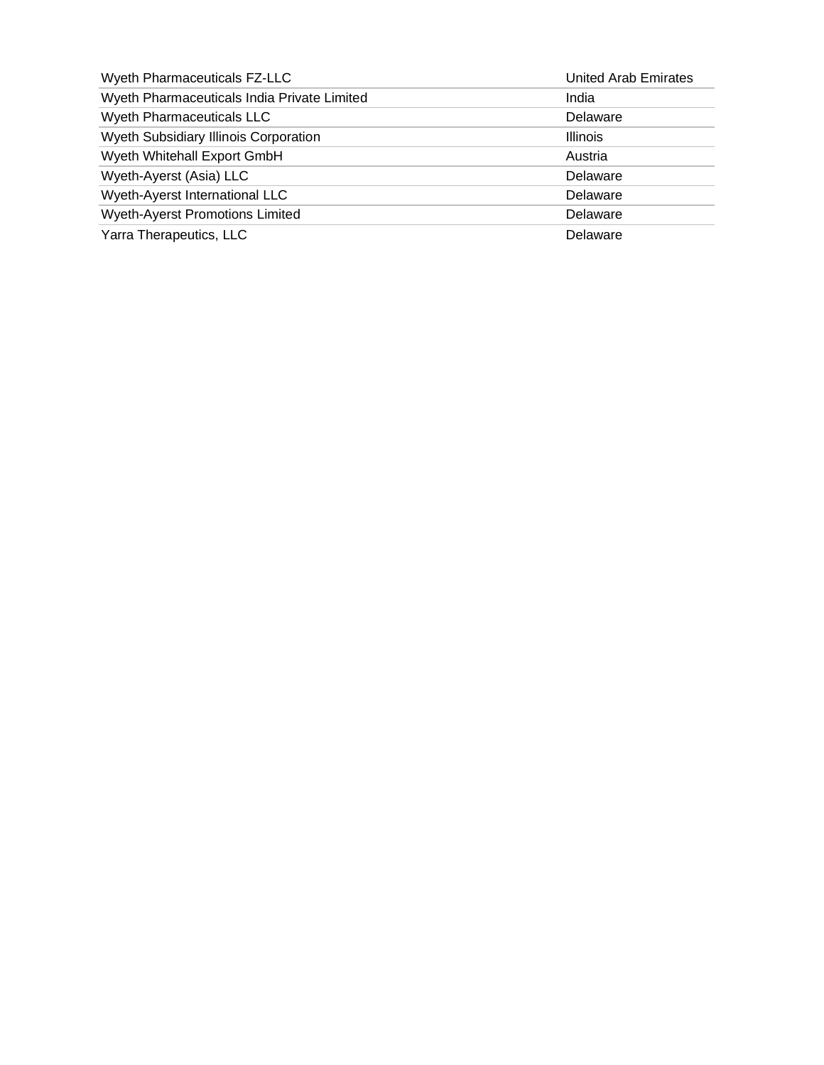| | |
|---|---|
| Wyeth Pharmaceuticals FZ-LLC | United Arab Emirates |
| Wyeth Pharmaceuticals India Private Limited | India |
| Wyeth Pharmaceuticals LLC | Delaware |
| Wyeth Subsidiary Illinois Corporation | Illinois |
| Wyeth Whitehall Export GmbH | Austria |
| Wyeth-Ayerst (Asia) LLC | Delaware |
| Wyeth-Ayerst International LLC | Delaware |
| Wyeth-Ayerst Promotions Limited | Delaware |
| Yarra Therapeutics, LLC | Delaware |